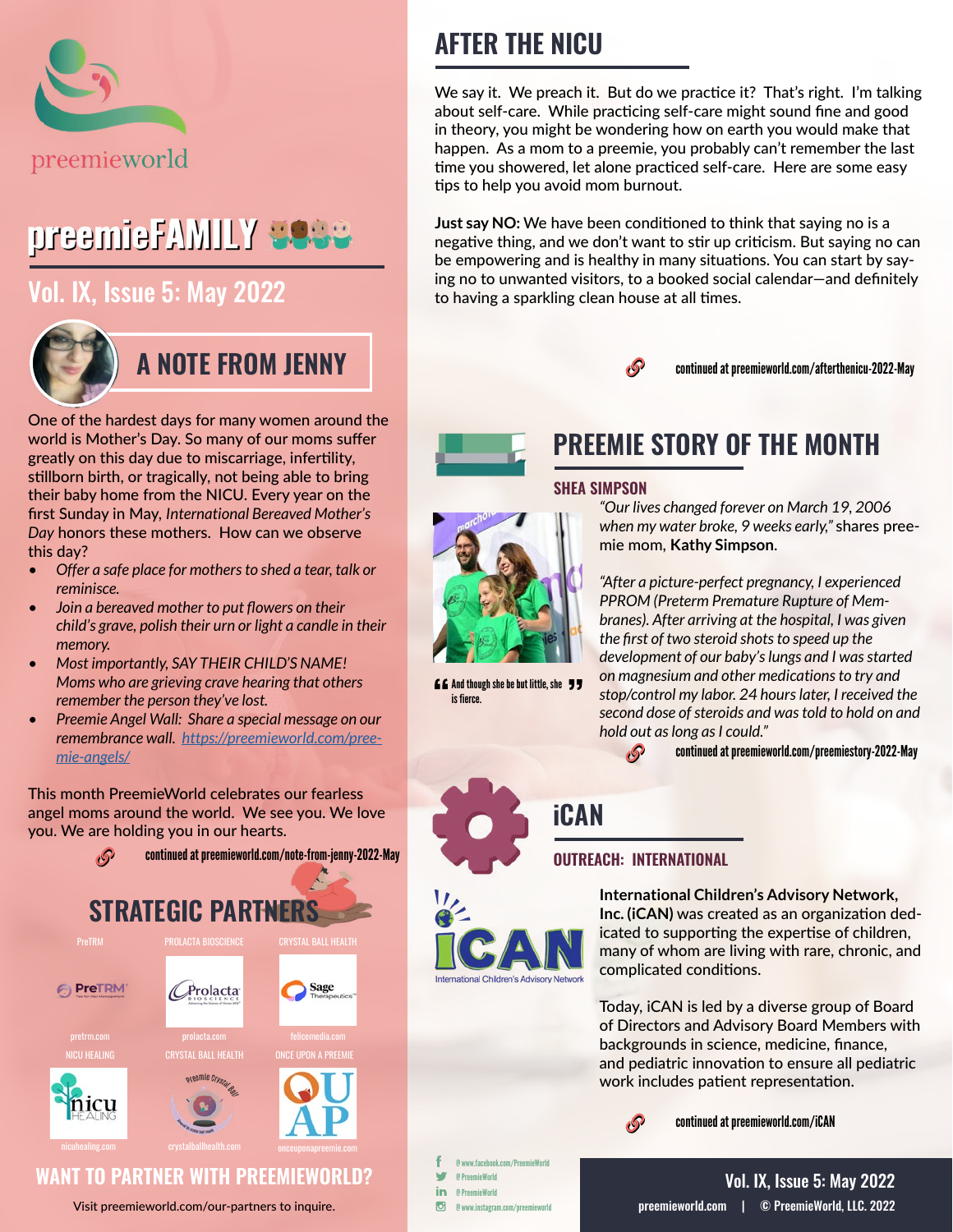preemieworld

# preemieFAMILY

## Vol. IX, Issue 5: May 2022

## A NOTE FROM JENNY

One of the hardest days for many women around the world is Mother's Day. So many of our moms suffer greatly on this day due to miscarriage, infertility, stillborn birth, or tragically, not being able to bring their baby home from the NICU. Every year on the first Sunday in May, *International Bereaved Mother's Day* honors these mothers. How can we observe this day?

- *Offer a safe place for mothers to shed a tear, talk or reminisce.*
- *Join a bereaved mother to put flowers on their child's grave, polish their urn or light a candle in their memory.*
- *Most importantly, SAY THEIR CHILD'S NAME! Moms who are grieving crave hearing that others remember the person they've lost.*
- *Preemie Angel Wall: Share a special message on our remembrance wall. https://preemieworld.com/preemie-angels/*

This month PreemieWorld celebrates our fearless angel moms around the world. We see you. We love you. We are holding you in our hearts.

continued at preemieworld.com/note-from-jenny-2022-May

## STRATEGIC PARTNERS

| PreTRM | PROLACTA BIOSCIENCE | CRYSTAL BALL HEALTH |
|---|---|---|
| PreTRM | Prolacta Bioscience | Sage Therapeutics |
| pretrm.com | prolacta.com | felicemedia.com |
| **NICU HEALING** | **CRYSTAL BALL HEALTH** | **ONCE UPON A PREEMIE** |
| nicu HEALING | Preemie Crystal Ball | OU AP |
| nicuhealing.com | crystalballhealth.com | onceuponapreemie.com |

## WANT TO PARTNER WITH PREEMIEWORLD?

Visit preemieworld.com/our-partners to inquire.

## AFTER THE NICU

We say it. We preach it. But do we practice it? That's right. I'm talking about self-care. While practicing self-care might sound fine and good in theory, you might be wondering how on earth you would make that happen. As a mom to a preemie, you probably can't remember the last time you showered, let alone practiced self-care. Here are some easy tips to help you avoid mom burnout.

**Just say NO:** We have been conditioned to think that saying no is a negative thing, and we don't want to stir up criticism. But saying no can be empowering and is healthy in many situations. You can start by saying no to unwanted visitors, to a booked social calendar—and definitely to having a sparkling clean house at all times.

continued at preemieworld.com/afterthenicu-2022-May

## PREEMIE STORY OF THE MONTH

### SHEA SIMPSON

*"Our lives changed forever on March 19, 2006 when my water broke, 9 weeks early,"* shares preemie mom, **Kathy Simpson**.

*"After a picture-perfect pregnancy, I experienced PPROM (Preterm Premature Rupture of Membranes). After arriving at the hospital, I was given the first of two steroid shots to speed up the development of our baby's lungs and I was started on magnesium and other medications to try and stop/control my labor. 24 hours later, I received the second dose of steroids and was told to hold on and hold out as long as I could."*

"And though she be but little, she is fierce."

continued at preemieworld.com/preemiestory-2022-May

## iCAN

### OUTREACH: INTERNATIONAL

iCAN International Children's Advisory Network

**International Children's Advisory Network, Inc. (iCAN)** was created as an organization dedicated to supporting the expertise of children, many of whom are living with rare, chronic, and complicated conditions.

Today, iCAN is led by a diverse group of Board of Directors and Advisory Board Members with backgrounds in science, medicine, finance, and pediatric innovation to ensure all pediatric work includes patient representation.

continued at preemieworld.com/iCAN

@www.facebook.com/PreemieWorld
@PreemieWorld
@PreemieWorld
@www.instagram.com/preemieworld

preemieworld.com | © PreemieWorld, LLC. 2022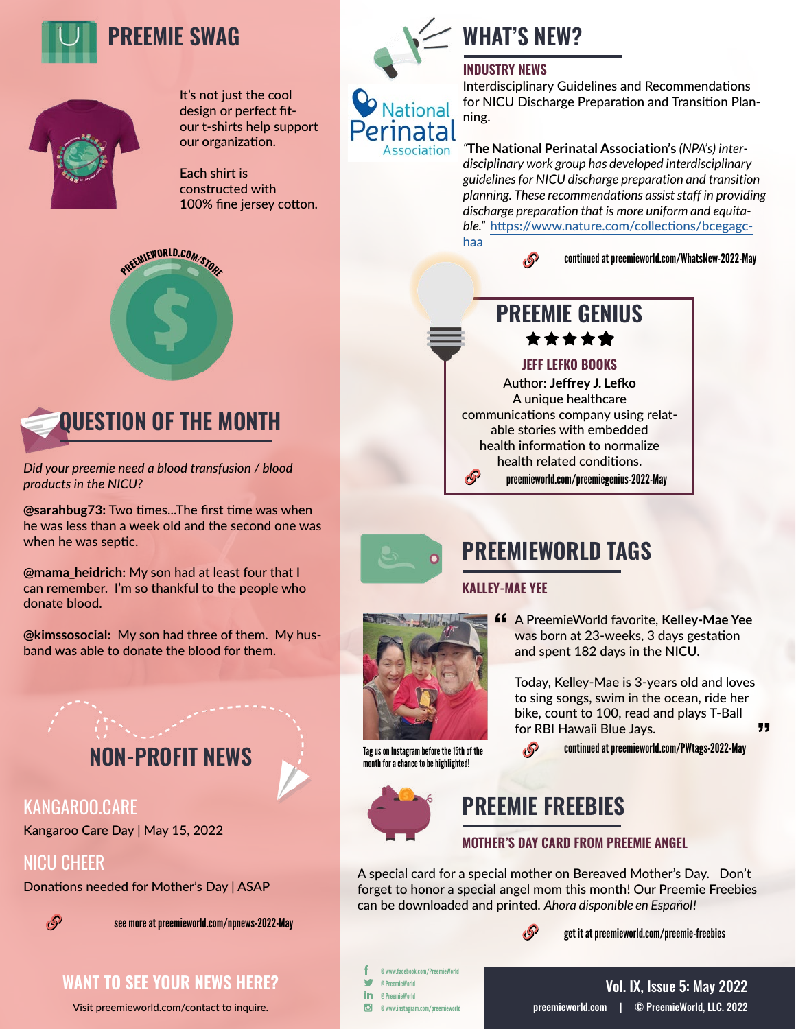## PREEMIE SWAG

It's not just the cool design or perfect fit- our t-shirts help support our organization.

Each shirt is constructed with 100% fine jersey cotton.

PREEMIEWORLD.COM/STORE

## QUESTION OF THE MONTH

*Did your preemie need a blood transfusion / blood products in the NICU?*

**@sarahbug73:** Two times...The first time was when he was less than a week old and the second one was when he was septic.

**@mama_heidrich:** My son had at least four that I can remember. I'm so thankful to the people who donate blood.

**@kimssosocial:** My son had three of them. My husband was able to donate the blood for them.

## NON-PROFIT NEWS

### KANGAROO.CARE

Kangaroo Care Day | May 15, 2022

### NICU CHEER

Donations needed for Mother's Day | ASAP

see more at preemieworld.com/npnews-2022-May

### WANT TO SEE YOUR NEWS HERE?

Visit preemieworld.com/contact to inquire.

## WHAT'S NEW?

### INDUSTRY NEWS

National Perinatal Association

Interdisciplinary Guidelines and Recommendations for NICU Discharge Preparation and Transition Planning.

*"***The National Perinatal Association's** *(NPA's) interdisciplinary work group has developed interdisciplinary guidelines for NICU discharge preparation and transition planning. These recommendations assist staff in providing discharge preparation that is more uniform and equitable."* https://www.nature.com/collections/bcegagc-haa

continued at preemieworld.com/WhatsNew-2022-May

## PREEMIE GENIUS

★★★★★

### JEFF LEFKO BOOKS

Author: **Jeffrey J. Lefko**
A unique healthcare communications company using relatable stories with embedded health information to normalize health related conditions.

preemieworld.com/preemiegenius-2022-May

## PREEMIEWORLD TAGS

### KALLEY-MAE YEE

" A PreemieWorld favorite, **Kelley-Mae Yee** was born at 23-weeks, 3 days gestation and spent 182 days in the NICU.

Today, Kelley-Mae is 3-years old and loves to sing songs, swim in the ocean, ride her bike, count to 100, read and plays T-Ball for RBI Hawaii Blue Jays. "

Tag us on Instagram before the 15th of the month for a chance to be highlighted!

continued at preemieworld.com/PWtags-2022-May

## PREEMIE FREEBIES

### MOTHER'S DAY CARD FROM PREEMIE ANGEL

A special card for a special mother on Bereaved Mother's Day. Don't forget to honor a special angel mom this month! Our Preemie Freebies can be downloaded and printed. *Ahora disponible en Español!*

get it at preemieworld.com/preemie-freebies

@www.facebook.com/PreemieWorld
@PreemieWorld
@PreemieWorld
@www.instagram.com/preemieworld

Vol. IX, Issue 5: May 2022

preemieworld.com | © PreemieWorld, LLC. 2022